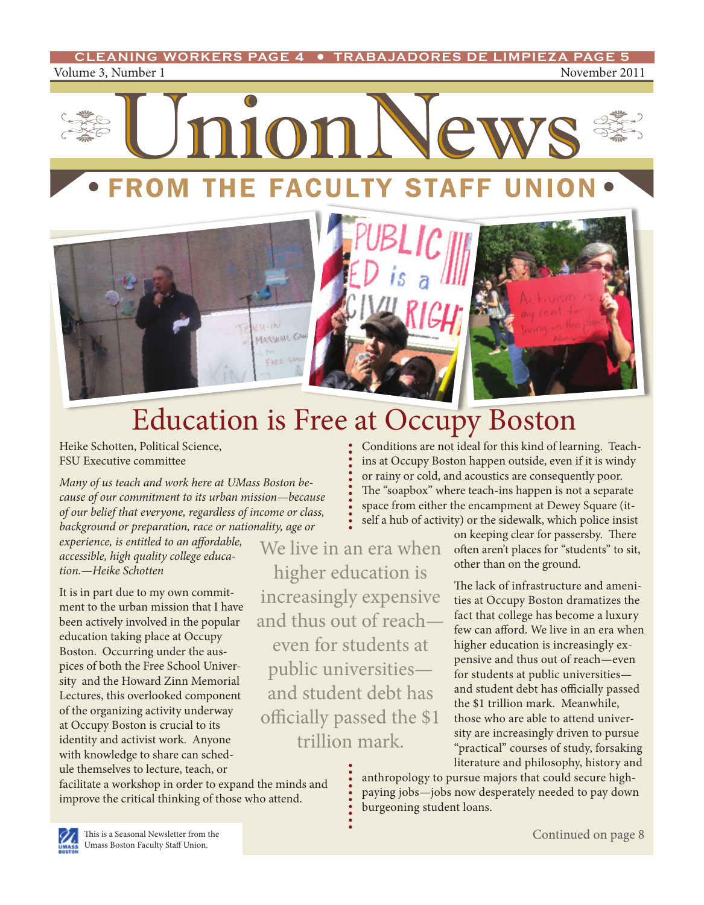CLEANING WORKERS PAGE 4 • TRABAJADORES DE LIMPIEZA PAGE 5

# Union News

## • FROM THE FACULTY STAFF UNION •

# Education is Free at Occupy Boston

Heike Schotten, Political Science,
FSU Executive committee

*Many of us teach and work here at UMass Boston because of our commitment to its urban mission—because of our belief that everyone, regardless of income or class, background or preparation, race or nationality, age or experience, is entitled to an affordable, accessible, high quality college education.—Heike Schotten*

It is in part due to my own commitment to the urban mission that I have been actively involved in the popular education taking place at Occupy Boston. Occurring under the auspices of both the Free School University and the Howard Zinn Memorial Lectures, this overlooked component of the organizing activity underway at Occupy Boston is crucial to its identity and activist work. Anyone with knowledge to share can schedule themselves to lecture, teach, or facilitate a workshop in order to expand the minds and improve the critical thinking of those who attend.

> We live in an era when higher education is increasingly expensive and thus out of reach—even for students at public universities—and student debt has officially passed the $1 trillion mark.

Conditions are not ideal for this kind of learning. Teach-ins at Occupy Boston happen outside, even if it is windy or rainy or cold, and acoustics are consequently poor. The "soapbox" where teach-ins happen is not a separate space from either the encampment at Dewey Square (itself a hub of activity) or the sidewalk, which police insist on keeping clear for passersby. There often aren't places for "students" to sit, other than on the ground.

The lack of infrastructure and amenities at Occupy Boston dramatizes the fact that college has become a luxury few can afford. We live in an era when higher education is increasingly expensive and thus out of reach—even for students at public universities—and student debt has officially passed the $1 trillion mark. Meanwhile, those who are able to attend university are increasingly driven to pursue "practical" courses of study, forsaking literature and philosophy, history and anthropology to pursue majors that could secure high-paying jobs—jobs now desperately needed to pay down burgeoning student loans.

Continued on page 8

This is a Seasonal Newsletter from the Umass Boston Faculty Staff Union.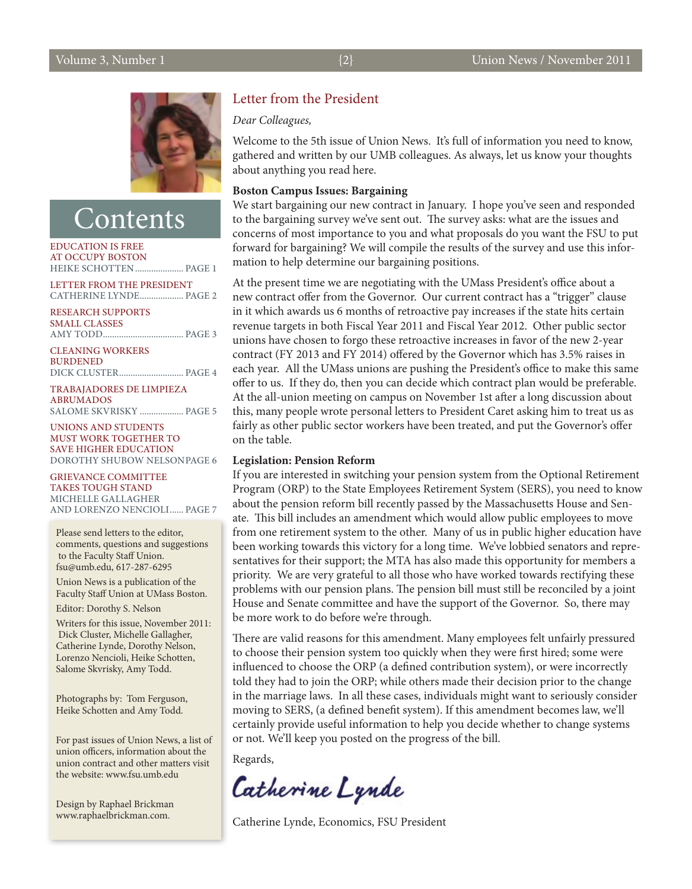# Contents

EDUCATION IS FREE AT OCCUPY BOSTON
HEIKE SCHOTTEN ..................... PAGE 1

LETTER FROM THE PRESIDENT
CATHERINE LYNDE ................... PAGE 2

RESEARCH SUPPORTS SMALL CLASSES
AMY TODD ................................... PAGE 3

CLEANING WORKERS BURDENED
DICK CLUSTER ............................ PAGE 4

TRABAJADORES DE LIMPIEZA ABRUMADOS
SALOME SKVRISKY ................... PAGE 5

UNIONS AND STUDENTS MUST WORK TOGETHER TO SAVE HIGHER EDUCATION
DOROTHY SHUBOW NELSON PAGE 6

GRIEVANCE COMMITTEE TAKES TOUGH STAND
MICHELLE GALLAGHER AND LORENZO NENCIOLI...... PAGE 7

Please send letters to the editor, comments, questions and suggestions to the Faculty Staff Union. fsu@umb.edu, 617-287-6295

Union News is a publication of the Faculty Staff Union at UMass Boston.

Editor: Dorothy S. Nelson

Writers for this issue, November 2011: Dick Cluster, Michelle Gallagher, Catherine Lynde, Dorothy Nelson, Lorenzo Nencioli, Heike Schotten, Salome Skvrisky, Amy Todd.

Photographs by: Tom Ferguson, Heike Schotten and Amy Todd.

For past issues of Union News, a list of union officers, information about the union contract and other matters visit the website: www.fsu.umb.edu

Design by Raphael Brickman
www.raphaelbrickman.com.

## Letter from the President

*Dear Colleagues,*

Welcome to the 5th issue of Union News. It's full of information you need to know, gathered and written by our UMB colleagues. As always, let us know your thoughts about anything you read here.

**Boston Campus Issues: Bargaining**

We start bargaining our new contract in January. I hope you've seen and responded to the bargaining survey we've sent out. The survey asks: what are the issues and concerns of most importance to you and what proposals do you want the FSU to put forward for bargaining? We will compile the results of the survey and use this information to help determine our bargaining positions.

At the present time we are negotiating with the UMass President's office about a new contract offer from the Governor. Our current contract has a "trigger" clause in it which awards us 6 months of retroactive pay increases if the state hits certain revenue targets in both Fiscal Year 2011 and Fiscal Year 2012. Other public sector unions have chosen to forgo these retroactive increases in favor of the new 2-year contract (FY 2013 and FY 2014) offered by the Governor which has 3.5% raises in each year. All the UMass unions are pushing the President's office to make this same offer to us. If they do, then you can decide which contract plan would be preferable. At the all-union meeting on campus on November 1st after a long discussion about this, many people wrote personal letters to President Caret asking him to treat us as fairly as other public sector workers have been treated, and put the Governor's offer on the table.

**Legislation: Pension Reform**

If you are interested in switching your pension system from the Optional Retirement Program (ORP) to the State Employees Retirement System (SERS), you need to know about the pension reform bill recently passed by the Massachusetts House and Senate. This bill includes an amendment which would allow public employees to move from one retirement system to the other. Many of us in public higher education have been working towards this victory for a long time. We've lobbied senators and representatives for their support; the MTA has also made this opportunity for members a priority. We are very grateful to all those who have worked towards rectifying these problems with our pension plans. The pension bill must still be reconciled by a joint House and Senate committee and have the support of the Governor. So, there may be more work to do before we're through.

There are valid reasons for this amendment. Many employees felt unfairly pressured to choose their pension system too quickly when they were first hired; some were influenced to choose the ORP (a defined contribution system), or were incorrectly told they had to join the ORP; while others made their decision prior to the change in the marriage laws. In all these cases, individuals might want to seriously consider moving to SERS, (a defined benefit system). If this amendment becomes law, we'll certainly provide useful information to help you decide whether to change systems or not. We'll keep you posted on the progress of the bill.

Regards,

*Catherine Lynde*

Catherine Lynde, Economics, FSU President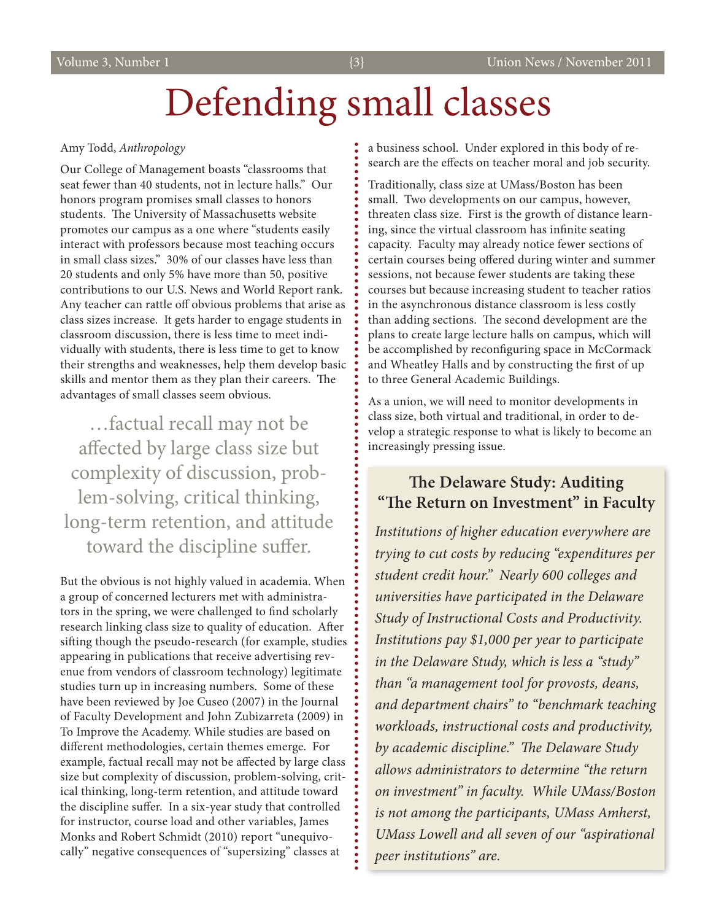# Defending small classes

Amy Todd, *Anthropology*

Our College of Management boasts "classrooms that seat fewer than 40 students, not in lecture halls." Our honors program promises small classes to honors students. The University of Massachusetts website promotes our campus as a one where "students easily interact with professors because most teaching occurs in small class sizes." 30% of our classes have less than 20 students and only 5% have more than 50, positive contributions to our U.S. News and World Report rank. Any teacher can rattle off obvious problems that arise as class sizes increase. It gets harder to engage students in classroom discussion, there is less time to meet individually with students, there is less time to get to know their strengths and weaknesses, help them develop basic skills and mentor them as they plan their careers. The advantages of small classes seem obvious.

> …factual recall may not be affected by large class size but complexity of discussion, problem-solving, critical thinking, long-term retention, and attitude toward the discipline suffer.

But the obvious is not highly valued in academia. When a group of concerned lecturers met with administrators in the spring, we were challenged to find scholarly research linking class size to quality of education. After sifting though the pseudo-research (for example, studies appearing in publications that receive advertising revenue from vendors of classroom technology) legitimate studies turn up in increasing numbers. Some of these have been reviewed by Joe Cuseo (2007) in the Journal of Faculty Development and John Zubizarreta (2009) in To Improve the Academy. While studies are based on different methodologies, certain themes emerge. For example, factual recall may not be affected by large class size but complexity of discussion, problem-solving, critical thinking, long-term retention, and attitude toward the discipline suffer. In a six-year study that controlled for instructor, course load and other variables, James Monks and Robert Schmidt (2010) report "unequivocally" negative consequences of "supersizing" classes at a business school. Under explored in this body of research are the effects on teacher moral and job security.

Traditionally, class size at UMass/Boston has been small. Two developments on our campus, however, threaten class size. First is the growth of distance learning, since the virtual classroom has infinite seating capacity. Faculty may already notice fewer sections of certain courses being offered during winter and summer sessions, not because fewer students are taking these courses but because increasing student to teacher ratios in the asynchronous distance classroom is less costly than adding sections. The second development are the plans to create large lecture halls on campus, which will be accomplished by reconfiguring space in McCormack and Wheatley Halls and by constructing the first of up to three General Academic Buildings.

As a union, we will need to monitor developments in class size, both virtual and traditional, in order to develop a strategic response to what is likely to become an increasingly pressing issue.

### The Delaware Study: Auditing "The Return on Investment" in Faculty

*Institutions of higher education everywhere are trying to cut costs by reducing "expenditures per student credit hour." Nearly 600 colleges and universities have participated in the Delaware Study of Instructional Costs and Productivity. Institutions pay $1,000 per year to participate in the Delaware Study, which is less a "study" than "a management tool for provosts, deans, and department chairs" to "benchmark teaching workloads, instructional costs and productivity, by academic discipline." The Delaware Study allows administrators to determine "the return on investment" in faculty. While UMass/Boston is not among the participants, UMass Amherst, UMass Lowell and all seven of our "aspirational peer institutions" are.*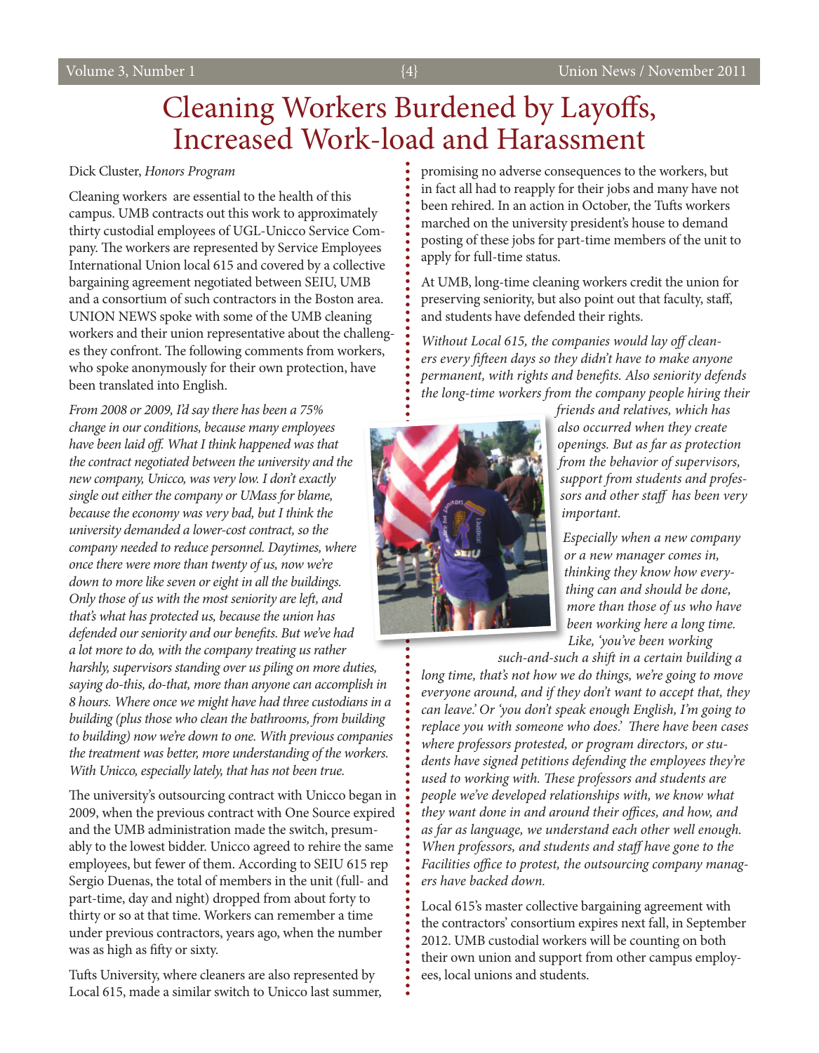# Cleaning Workers Burdened by Layoffs, Increased Work-load and Harassment

Dick Cluster, *Honors Program*

Cleaning workers are essential to the health of this campus. UMB contracts out this work to approximately thirty custodial employees of UGL-Unicco Service Company. The workers are represented by Service Employees International Union local 615 and covered by a collective bargaining agreement negotiated between SEIU, UMB and a consortium of such contractors in the Boston area. UNION NEWS spoke with some of the UMB cleaning workers and their union representative about the challenges they confront. The following comments from workers, who spoke anonymously for their own protection, have been translated into English.

*From 2008 or 2009, I'd say there has been a 75% change in our conditions, because many employees have been laid off. What I think happened was that the contract negotiated between the university and the new company, Unicco, was very low. I don't exactly single out either the company or UMass for blame, because the economy was very bad, but I think the university demanded a lower-cost contract, so the company needed to reduce personnel. Daytimes, where once there were more than twenty of us, now we're down to more like seven or eight in all the buildings. Only those of us with the most seniority are left, and that's what has protected us, because the union has defended our seniority and our benefits. But we've had a lot more to do, with the company treating us rather harshly, supervisors standing over us piling on more duties, saying do-this, do-that, more than anyone can accomplish in 8 hours. Where once we might have had three custodians in a building (plus those who clean the bathrooms, from building to building) now we're down to one. With previous companies the treatment was better, more understanding of the workers. With Unicco, especially lately, that has not been true.*

The university's outsourcing contract with Unicco began in 2009, when the previous contract with One Source expired and the UMB administration made the switch, presumably to the lowest bidder. Unicco agreed to rehire the same employees, but fewer of them. According to SEIU 615 rep Sergio Duenas, the total of members in the unit (full- and part-time, day and night) dropped from about forty to thirty or so at that time. Workers can remember a time under previous contractors, years ago, when the number was as high as fifty or sixty.

Tufts University, where cleaners are also represented by Local 615, made a similar switch to Unicco last summer, promising no adverse consequences to the workers, but in fact all had to reapply for their jobs and many have not been rehired. In an action in October, the Tufts workers marched on the university president's house to demand posting of these jobs for part-time members of the unit to apply for full-time status.

At UMB, long-time cleaning workers credit the union for preserving seniority, but also point out that faculty, staff, and students have defended their rights.

*Without Local 615, the companies would lay off cleaners every fifteen days so they didn't have to make anyone permanent, with rights and benefits. Also seniority defends the long-time workers from the company people hiring their friends and relatives, which has also occurred when they create openings. But as far as protection from the behavior of supervisors, support from students and professors and other staff has been very important.*

*Especially when a new company or a new manager comes in, thinking they know how everything can and should be done, more than those of us who have been working here a long time. Like, 'you've been working such-and-such a shift in a certain building a long time, that's not how we do things, we're going to move everyone around, and if they don't want to accept that, they can leave.' Or 'you don't speak enough English, I'm going to replace you with someone who does.' There have been cases where professors protested, or program directors, or students have signed petitions defending the employees they're used to working with. These professors and students are people we've developed relationships with, we know what they want done in and around their offices, and how, and as far as language, we understand each other well enough. When professors, and students and staff have gone to the Facilities office to protest, the outsourcing company managers have backed down.*

Local 615's master collective bargaining agreement with the contractors' consortium expires next fall, in September 2012. UMB custodial workers will be counting on both their own union and support from other campus employees, local unions and students.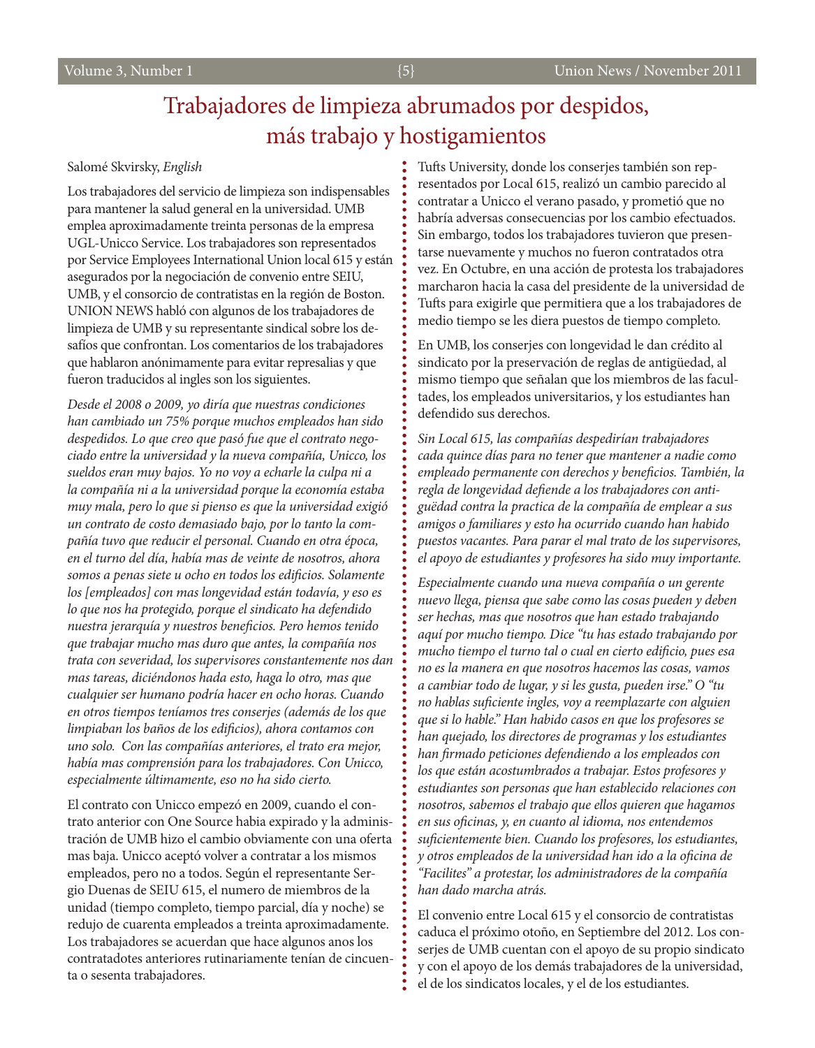# Trabajadores de limpieza abrumados por despidos, más trabajo y hostigamientos

Salomé Skvirsky, *English*

Los trabajadores del servicio de limpieza son indispensables para mantener la salud general en la universidad. UMB emplea aproximadamente treinta personas de la empresa UGL-Unicco Service. Los trabajadores son representados por Service Employees International Union local 615 y están asegurados por la negociación de convenio entre SEIU, UMB, y el consorcio de contratistas en la región de Boston. UNION NEWS habló con algunos de los trabajadores de limpieza de UMB y su representante sindical sobre los desafíos que confrontan. Los comentarios de los trabajadores que hablaron anónimamente para evitar represalias y que fueron traducidos al ingles son los siguientes.

*Desde el 2008 o 2009, yo diría que nuestras condiciones han cambiado un 75% porque muchos empleados han sido despedidos. Lo que creo que pasó fue que el contrato negociado entre la universidad y la nueva compañía, Unicco, los sueldos eran muy bajos. Yo no voy a echarle la culpa ni a la compañía ni a la universidad porque la economía estaba muy mala, pero lo que si pienso es que la universidad exigió un contrato de costo demasiado bajo, por lo tanto la compañía tuvo que reducir el personal. Cuando en otra época, en el turno del día, había mas de veinte de nosotros, ahora somos a penas siete u ocho en todos los edificios. Solamente los [empleados] con mas longevidad están todavía, y eso es lo que nos ha protegido, porque el sindicato ha defendido nuestra jerarquía y nuestros beneficios. Pero hemos tenido que trabajar mucho mas duro que antes, la compañía nos trata con severidad, los supervisores constantemente nos dan mas tareas, diciéndonos hada esto, haga lo otro, mas que cualquier ser humano podría hacer en ocho horas. Cuando en otros tiempos teníamos tres conserjes (además de los que limpiaban los baños de los edificios), ahora contamos con uno solo. Con las compañías anteriores, el trato era mejor, había mas comprensión para los trabajadores. Con Unicco, especialmente últimamente, eso no ha sido cierto.*

El contrato con Unicco empezó en 2009, cuando el contrato anterior con One Source habia expirado y la administración de UMB hizo el cambio obviamente con una oferta mas baja. Unicco aceptó volver a contratar a los mismos empleados, pero no a todos. Según el representante Sergio Duenas de SEIU 615, el numero de miembros de la unidad (tiempo completo, tiempo parcial, día y noche) se redujo de cuarenta empleados a treinta aproximadamente. Los trabajadores se acuerdan que hace algunos anos los contratadotes anteriores rutinariamente tenían de cincuenta o sesenta trabajadores.

Tufts University, donde los conserjes también son representados por Local 615, realizó un cambio parecido al contratar a Unicco el verano pasado, y prometió que no habría adversas consecuencias por los cambio efectuados. Sin embargo, todos los trabajadores tuvieron que presentarse nuevamente y muchos no fueron contratados otra vez. En Octubre, en una acción de protesta los trabajadores marcharon hacia la casa del presidente de la universidad de Tufts para exigirle que permitiera que a los trabajadores de medio tiempo se les diera puestos de tiempo completo.

En UMB, los conserjes con longevidad le dan crédito al sindicato por la preservación de reglas de antigüedad, al mismo tiempo que señalan que los miembros de las facultades, los empleados universitarios, y los estudiantes han defendido sus derechos.

*Sin Local 615, las compañías despedirían trabajadores cada quince días para no tener que mantener a nadie como empleado permanente con derechos y beneficios. También, la regla de longevidad defiende a los trabajadores con antigüedad contra la practica de la compañía de emplear a sus amigos o familiares y esto ha ocurrido cuando han habido puestos vacantes. Para parar el mal trato de los supervisores, el apoyo de estudiantes y profesores ha sido muy importante.*

*Especialmente cuando una nueva compañía o un gerente nuevo llega, piensa que sabe como las cosas pueden y deben ser hechas, mas que nosotros que han estado trabajando aquí por mucho tiempo. Dice "tu has estado trabajando por mucho tiempo el turno tal o cual en cierto edificio, pues esa no es la manera en que nosotros hacemos las cosas, vamos a cambiar todo de lugar, y si les gusta, pueden irse." O "tu no hablas suficiente ingles, voy a reemplazarte con alguien que si lo hable." Han habido casos en que los profesores se han quejado, los directores de programas y los estudiantes han firmado peticiones defendiendo a los empleados con los que están acostumbrados a trabajar. Estos profesores y estudiantes son personas que han establecido relaciones con nosotros, sabemos el trabajo que ellos quieren que hagamos en sus oficinas, y, en cuanto al idioma, nos entendemos suficientemente bien. Cuando los profesores, los estudiantes, y otros empleados de la universidad han ido a la oficina de "Facilites" a protestar, los administradores de la compañía han dado marcha atrás.*

El convenio entre Local 615 y el consorcio de contratistas caduca el próximo otoño, en Septiembre del 2012. Los conserjes de UMB cuentan con el apoyo de su propio sindicato y con el apoyo de los demás trabajadores de la universidad, el de los sindicatos locales, y el de los estudiantes.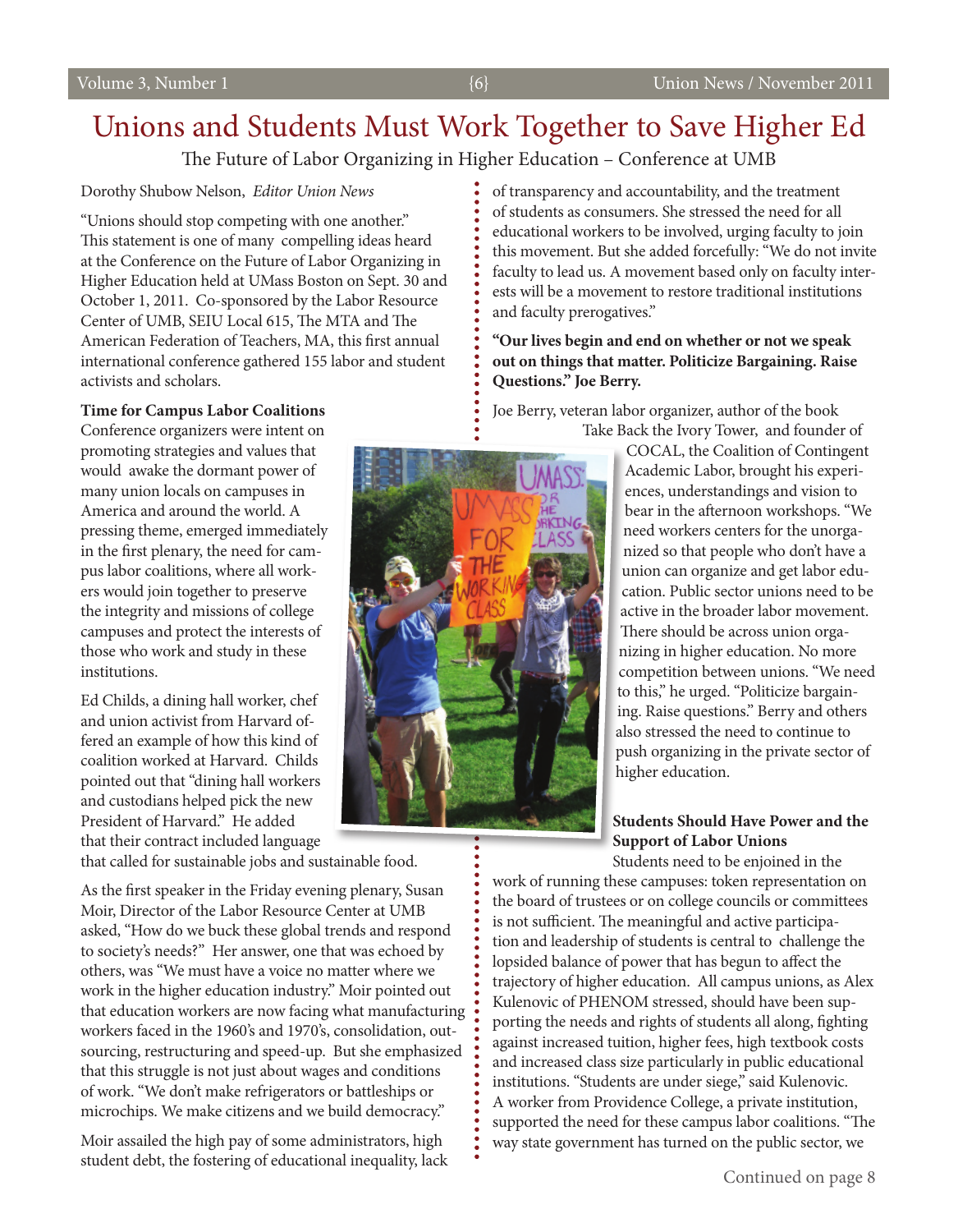# Unions and Students Must Work Together to Save Higher Ed

The Future of Labor Organizing in Higher Education – Conference at UMB

Dorothy Shubow Nelson, *Editor Union News*

"Unions should stop competing with one another." This statement is one of many compelling ideas heard at the Conference on the Future of Labor Organizing in Higher Education held at UMass Boston on Sept. 30 and October 1, 2011. Co-sponsored by the Labor Resource Center of UMB, SEIU Local 615, The MTA and The American Federation of Teachers, MA, this first annual international conference gathered 155 labor and student activists and scholars.

**Time for Campus Labor Coalitions**

Conference organizers were intent on promoting strategies and values that would awake the dormant power of many union locals on campuses in America and around the world. A pressing theme, emerged immediately in the first plenary, the need for campus labor coalitions, where all workers would join together to preserve the integrity and missions of college campuses and protect the interests of those who work and study in these institutions.

Ed Childs, a dining hall worker, chef and union activist from Harvard offered an example of how this kind of coalition worked at Harvard. Childs pointed out that "dining hall workers and custodians helped pick the new President of Harvard." He added that their contract included language that called for sustainable jobs and sustainable food.

As the first speaker in the Friday evening plenary, Susan Moir, Director of the Labor Resource Center at UMB asked, "How do we buck these global trends and respond to society's needs?" Her answer, one that was echoed by others, was "We must have a voice no matter where we work in the higher education industry." Moir pointed out that education workers are now facing what manufacturing workers faced in the 1960's and 1970's, consolidation, outsourcing, restructuring and speed-up. But she emphasized that this struggle is not just about wages and conditions of work. "We don't make refrigerators or battleships or microchips. We make citizens and we build democracy."

Moir assailed the high pay of some administrators, high student debt, the fostering of educational inequality, lack of transparency and accountability, and the treatment of students as consumers. She stressed the need for all educational workers to be involved, urging faculty to join this movement. But she added forcefully: "We do not invite faculty to lead us. A movement based only on faculty interests will be a movement to restore traditional institutions and faculty prerogatives."

**"Our lives begin and end on whether or not we speak out on things that matter. Politicize Bargaining. Raise Questions." Joe Berry.**

Joe Berry, veteran labor organizer, author of the book Take Back the Ivory Tower, and founder of COCAL, the Coalition of Contingent Academic Labor, brought his experiences, understandings and vision to bear in the afternoon workshops. "We need workers centers for the unorganized so that people who don't have a union can organize and get labor education. Public sector unions need to be active in the broader labor movement. There should be across union organizing in higher education. No more competition between unions. "We need to this," he urged. "Politicize bargaining. Raise questions." Berry and others also stressed the need to continue to push organizing in the private sector of higher education.

**Students Should Have Power and the Support of Labor Unions**

Students need to be enjoined in the work of running these campuses: token representation on the board of trustees or on college councils or committees is not sufficient. The meaningful and active participation and leadership of students is central to challenge the lopsided balance of power that has begun to affect the trajectory of higher education. All campus unions, as Alex Kulenovic of PHENOM stressed, should have been supporting the needs and rights of students all along, fighting against increased tuition, higher fees, high textbook costs and increased class size particularly in public educational institutions. "Students are under siege," said Kulenovic. A worker from Providence College, a private institution, supported the need for these campus labor coalitions. "The way state government has turned on the public sector, we

Continued on page 8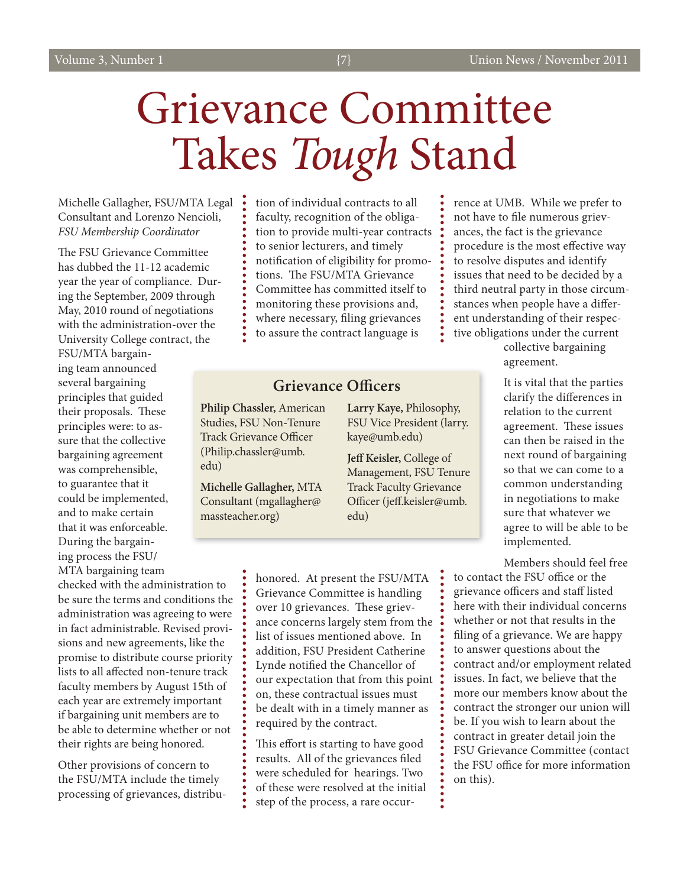# Grievance Committee Takes *Tough* Stand

Michelle Gallagher, FSU/MTA Legal Consultant and Lorenzo Nencioli, *FSU Membership Coordinator*

The FSU Grievance Committee has dubbed the 11-12 academic year the year of compliance. During the September, 2009 through May, 2010 round of negotiations with the administration-over the University College contract, the FSU/MTA bargaining team announced several bargaining principles that guided their proposals. These principles were: to assure that the collective bargaining agreement was comprehensible, to guarantee that it could be implemented, and to make certain that it was enforceable. During the bargaining process the FSU/MTA bargaining team checked with the administration to be sure the terms and conditions the administration was agreeing to were in fact administrable. Revised provisions and new agreements, like the promise to distribute course priority lists to all affected non-tenure track faculty members by August 15th of each year are extremely important if bargaining unit members are to be able to determine whether or not their rights are being honored.

Other provisions of concern to the FSU/MTA include the timely processing of grievances, distribution of individual contracts to all faculty, recognition of the obligation to provide multi-year contracts to senior lecturers, and timely notification of eligibility for promotions. The FSU/MTA Grievance Committee has committed itself to monitoring these provisions and, where necessary, filing grievances to assure the contract language is honored. At present the FSU/MTA Grievance Committee is handling over 10 grievances. These grievance concerns largely stem from the list of issues mentioned above. In addition, FSU President Catherine Lynde notified the Chancellor of our expectation that from this point on, these contractual issues must be dealt with in a timely manner as required by the contract.

This effort is starting to have good results. All of the grievances filed were scheduled for hearings. Two of these were resolved at the initial step of the process, a rare occurrence at UMB. While we prefer to not have to file numerous grievances, the fact is the grievance procedure is the most effective way to resolve disputes and identify issues that need to be decided by a third neutral party in those circumstances when people have a different understanding of their respective obligations under the current collective bargaining agreement.

It is vital that the parties clarify the differences in relation to the current agreement. These issues can then be raised in the next round of bargaining so that we can come to a common understanding in negotiations to make sure that whatever we agree to will be able to be implemented.

Members should feel free to contact the FSU office or the grievance officers and staff listed here with their individual concerns whether or not that results in the filing of a grievance. We are happy to answer questions about the contract and/or employment related issues. In fact, we believe that the more our members know about the contract the stronger our union will be. If you wish to learn about the contract in greater detail join the FSU Grievance Committee (contact the FSU office for more information on this).

## Grievance Officers

**Philip Chassler,** American Studies, FSU Non-Tenure Track Grievance Officer (Philip.chassler@umb.edu)

**Michelle Gallagher,** MTA Consultant (mgallagher@massteacher.org)

**Larry Kaye,** Philosophy, FSU Vice President (larry.kaye@umb.edu)

**Jeff Keisler,** College of Management, FSU Tenure Track Faculty Grievance Officer (jeff.keisler@umb.edu)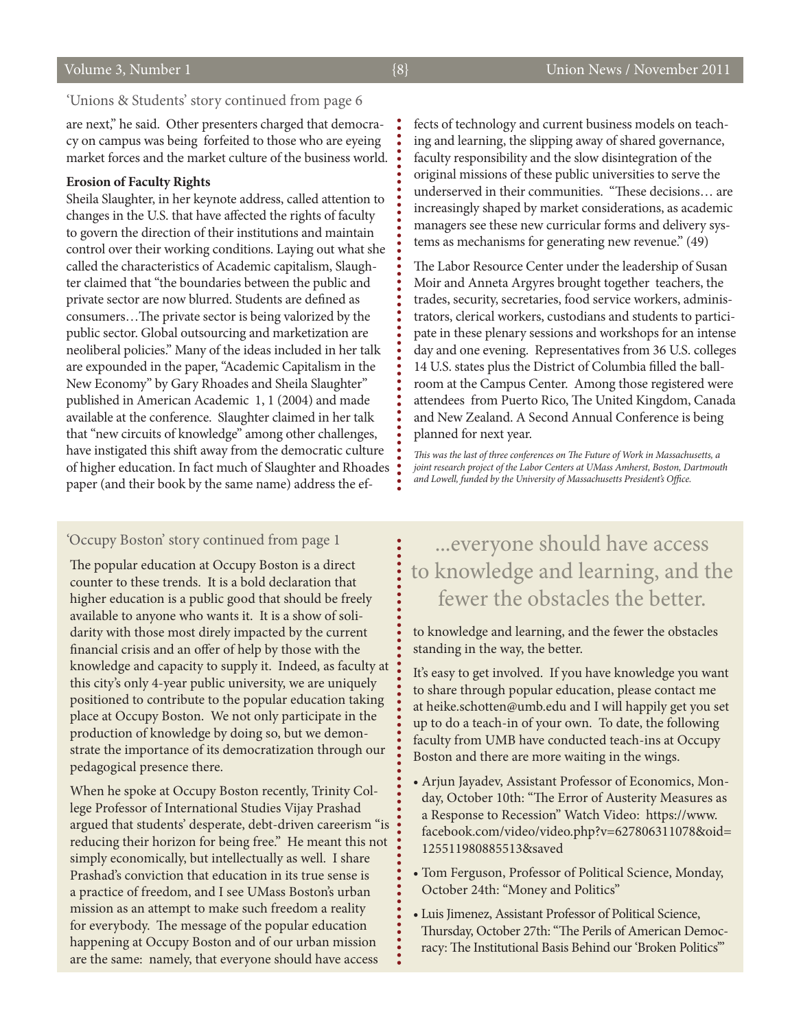'Unions & Students' story continued from page 6

are next," he said. Other presenters charged that democracy on campus was being forfeited to those who are eyeing market forces and the market culture of the business world.

**Erosion of Faculty Rights**

Sheila Slaughter, in her keynote address, called attention to changes in the U.S. that have affected the rights of faculty to govern the direction of their institutions and maintain control over their working conditions. Laying out what she called the characteristics of Academic capitalism, Slaughter claimed that "the boundaries between the public and private sector are now blurred. Students are defined as consumers…The private sector is being valorized by the public sector. Global outsourcing and marketization are neoliberal policies." Many of the ideas included in her talk are expounded in the paper, "Academic Capitalism in the New Economy" by Gary Rhoades and Sheila Slaughter" published in American Academic 1, 1 (2004) and made available at the conference. Slaughter claimed in her talk that "new circuits of knowledge" among other challenges, have instigated this shift away from the democratic culture of higher education. In fact much of Slaughter and Rhoades paper (and their book by the same name) address the effects of technology and current business models on teaching and learning, the slipping away of shared governance, faculty responsibility and the slow disintegration of the original missions of these public universities to serve the underserved in their communities. "These decisions… are increasingly shaped by market considerations, as academic managers see these new curricular forms and delivery systems as mechanisms for generating new revenue." (49)

The Labor Resource Center under the leadership of Susan Moir and Anneta Argyres brought together teachers, the trades, security, secretaries, food service workers, administrators, clerical workers, custodians and students to participate in these plenary sessions and workshops for an intense day and one evening. Representatives from 36 U.S. colleges 14 U.S. states plus the District of Columbia filled the ballroom at the Campus Center. Among those registered were attendees from Puerto Rico, The United Kingdom, Canada and New Zealand. A Second Annual Conference is being planned for next year.

*This was the last of three conferences on The Future of Work in Massachusetts, a joint research project of the Labor Centers at UMass Amherst, Boston, Dartmouth and Lowell, funded by the University of Massachusetts President's Office.*

'Occupy Boston' story continued from page 1

The popular education at Occupy Boston is a direct counter to these trends. It is a bold declaration that higher education is a public good that should be freely available to anyone who wants it. It is a show of solidarity with those most direly impacted by the current financial crisis and an offer of help by those with the knowledge and capacity to supply it. Indeed, as faculty at this city's only 4-year public university, we are uniquely positioned to contribute to the popular education taking place at Occupy Boston. We not only participate in the production of knowledge by doing so, but we demonstrate the importance of its democratization through our pedagogical presence there.

When he spoke at Occupy Boston recently, Trinity College Professor of International Studies Vijay Prashad argued that students' desperate, debt-driven careerism "is reducing their horizon for being free." He meant this not simply economically, but intellectually as well. I share Prashad's conviction that education in its true sense is a practice of freedom, and I see UMass Boston's urban mission as an attempt to make such freedom a reality for everybody. The message of the popular education happening at Occupy Boston and of our urban mission are the same: namely, that everyone should have access to knowledge and learning, and the fewer the obstacles standing in the way, the better.

> ...everyone should have access to knowledge and learning, and the fewer the obstacles the better.

It's easy to get involved. If you have knowledge you want to share through popular education, please contact me at heike.schotten@umb.edu and I will happily get you set up to do a teach-in of your own. To date, the following faculty from UMB have conducted teach-ins at Occupy Boston and there are more waiting in the wings.

- Arjun Jayadev, Assistant Professor of Economics, Monday, October 10th: "The Error of Austerity Measures as a Response to Recession" Watch Video: https://www.facebook.com/video/video.php?v=627806311078&oid=125511980885513&saved
- Tom Ferguson, Professor of Political Science, Monday, October 24th: "Money and Politics"
- Luis Jimenez, Assistant Professor of Political Science, Thursday, October 27th: "The Perils of American Democracy: The Institutional Basis Behind our 'Broken Politics'"